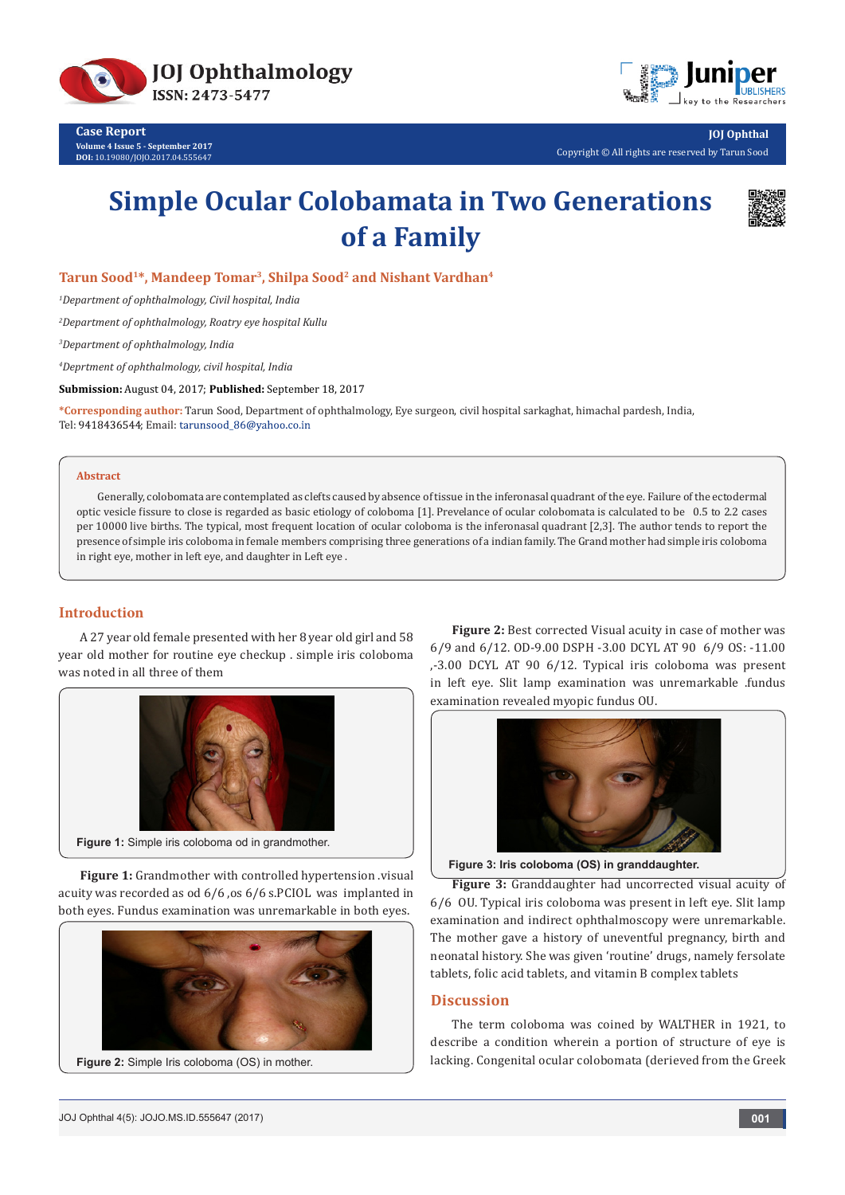# Simple Ocular Colobamata in Two Generations of a Family

**Tarun Sood[1]\*, Mandeep Tomar[3], Shilpa Sood[2] and Nishant Vardhan[4]**

[1]*Department of ophthalmology, Civil hospital, India*

[2]*Department of ophthalmology, Roatry eye hospital Kullu*

[3]*Department of ophthalmology, India*

[4]*Deprtment of ophthalmology, civil hospital, India*

**Submission:** August 04, 2017; **Published:** September 18, 2017

**\*Corresponding author:** Tarun Sood, Department of ophthalmology, Eye surgeon, civil hospital sarkaghat, himachal pardesh, India, Tel: 9418436544; Email: tarunsood_86@yahoo.co.in

## Abstract

Generally, colobomata are contemplated as clefts caused by absence of tissue in the inferonasal quadrant of the eye. Failure of the ectodermal optic vesicle fissure to close is regarded as basic etiology of coloboma [1]. Prevelance of ocular colobomata is calculated to be 0.5 to 2.2 cases per 10000 live births. The typical, most frequent location of ocular coloboma is the inferonasal quadrant [2,3]. The author tends to report the presence of simple iris coloboma in female members comprising three generations of a indian family. The Grand mother had simple iris coloboma in right eye, mother in left eye, and daughter in Left eye .

## Introduction

A 27 year old female presented with her 8 year old girl and 58 year old mother for routine eye checkup . simple iris coloboma was noted in all three of them

**Figure 1:** Simple iris coloboma od in grandmother.

**Figure 1:** Grandmother with controlled hypertension .visual acuity was recorded as od 6/6 ,os 6/6 s.PCIOL was implanted in both eyes. Fundus examination was unremarkable in both eyes.

**Figure 2:** Simple Iris coloboma (OS) in mother.

**Figure 2:** Best corrected Visual acuity in case of mother was 6/9 and 6/12. OD-9.00 DSPH -3.00 DCYL AT 90 6/9 OS: -11.00 ,-3.00 DCYL AT 90 6/12. Typical iris coloboma was present in left eye. Slit lamp examination was unremarkable .fundus examination revealed myopic fundus OU.

**Figure 3: Iris coloboma (OS) in granddaughter.**

**Figure 3:** Granddaughter had uncorrected visual acuity of 6/6 OU. Typical iris coloboma was present in left eye. Slit lamp examination and indirect ophthalmoscopy were unremarkable. The mother gave a history of uneventful pregnancy, birth and neonatal history. She was given 'routine' drugs, namely fersolate tablets, folic acid tablets, and vitamin B complex tablets

## Discussion

The term coloboma was coined by WALTHER in 1921, to describe a condition wherein a portion of structure of eye is lacking. Congenital ocular colobomata (derieved from the Greek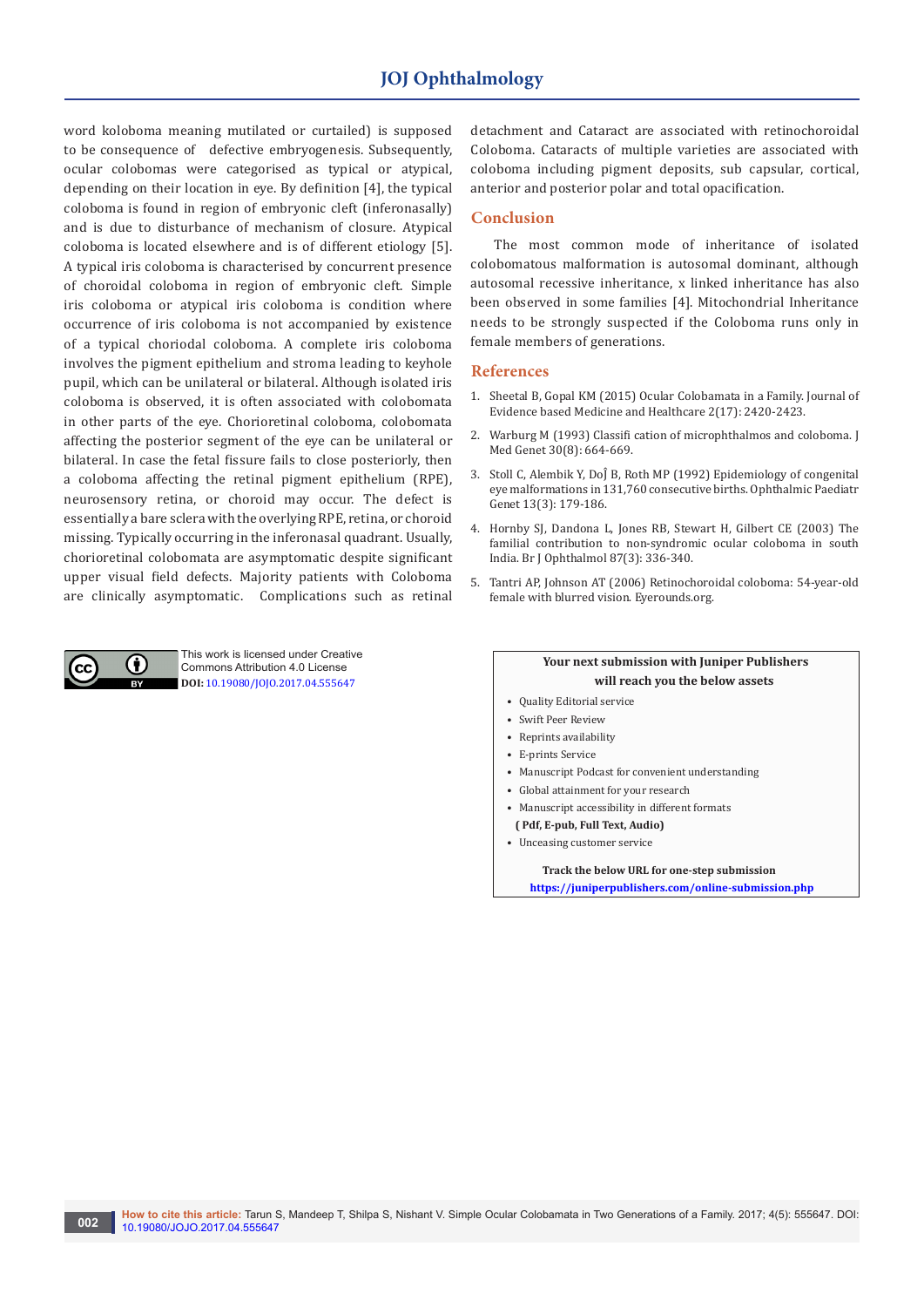word koloboma meaning mutilated or curtailed) is supposed to be consequence of defective embryogenesis. Subsequently, ocular colobomas were categorised as typical or atypical, depending on their location in eye. By definition [4], the typical coloboma is found in region of embryonic cleft (inferonasally) and is due to disturbance of mechanism of closure. Atypical coloboma is located elsewhere and is of different etiology [5]. A typical iris coloboma is characterised by concurrent presence of choroidal coloboma in region of embryonic cleft. Simple iris coloboma or atypical iris coloboma is condition where occurrence of iris coloboma is not accompanied by existence of a typical choriodal coloboma. A complete iris coloboma involves the pigment epithelium and stroma leading to keyhole pupil, which can be unilateral or bilateral. Although isolated iris coloboma is observed, it is often associated with colobomata in other parts of the eye. Chorioretinal coloboma, colobomata affecting the posterior segment of the eye can be unilateral or bilateral. In case the fetal fissure fails to close posteriorly, then a coloboma affecting the retinal pigment epithelium (RPE), neurosensory retina, or choroid may occur. The defect is essentially a bare sclera with the overlying RPE, retina, or choroid missing. Typically occurring in the inferonasal quadrant. Usually, chorioretinal colobomata are asymptomatic despite significant upper visual field defects. Majority patients with Coloboma are clinically asymptomatic. Complications such as retinal detachment and Cataract are associated with retinochoroidal Coloboma. Cataracts of multiple varieties are associated with coloboma including pigment deposits, sub capsular, cortical, anterior and posterior polar and total opacification.

## Conclusion

The most common mode of inheritance of isolated colobomatous malformation is autosomal dominant, although autosomal recessive inheritance, x linked inheritance has also been observed in some families [4]. Mitochondrial Inheritance needs to be strongly suspected if the Coloboma runs only in female members of generations.

## References

1. Sheetal B, Gopal KM (2015) Ocular Colobamata in a Family. Journal of Evidence based Medicine and Healthcare 2(17): 2420-2423.
2. Warburg M (1993) Classifi cation of microphthalmos and coloboma. J Med Genet 30(8): 664-669.
3. Stoll C, Alembik Y, DoǏ B, Roth MP (1992) Epidemiology of congenital eye malformations in 131,760 consecutive births. Ophthalmic Paediatr Genet 13(3): 179-186.
4. Hornby SJ, Dandona L, Jones RB, Stewart H, Gilbert CE (2003) The familial contribution to non-syndromic ocular coloboma in south India. Br J Ophthalmol 87(3): 336-340.
5. Tantri AP, Johnson AT (2006) Retinochoroidal coloboma: 54-year-old female with blurred vision. Eyerounds.org.

This work is licensed under Creative Commons Attribution 4.0 License
**DOI:** 10.19080/JOJO.2017.04.555647

**Your next submission with Juniper Publishers will reach you the below assets**

- Quality Editorial service
- Swift Peer Review
- Reprints availability
- E-prints Service
- Manuscript Podcast for convenient understanding
- Global attainment for your research
- Manuscript accessibility in different formats
  **( Pdf, E-pub, Full Text, Audio)**
- Unceasing customer service

**Track the below URL for one-step submission**
**https://juniperpublishers.com/online-submission.php**

**How to cite this article:** Tarun S, Mandeep T, Shilpa S, Nishant V. Simple Ocular Colobamata in Two Generations of a Family. 2017; 4(5): 555647. DOI: 10.19080/JOJO.2017.04.555647